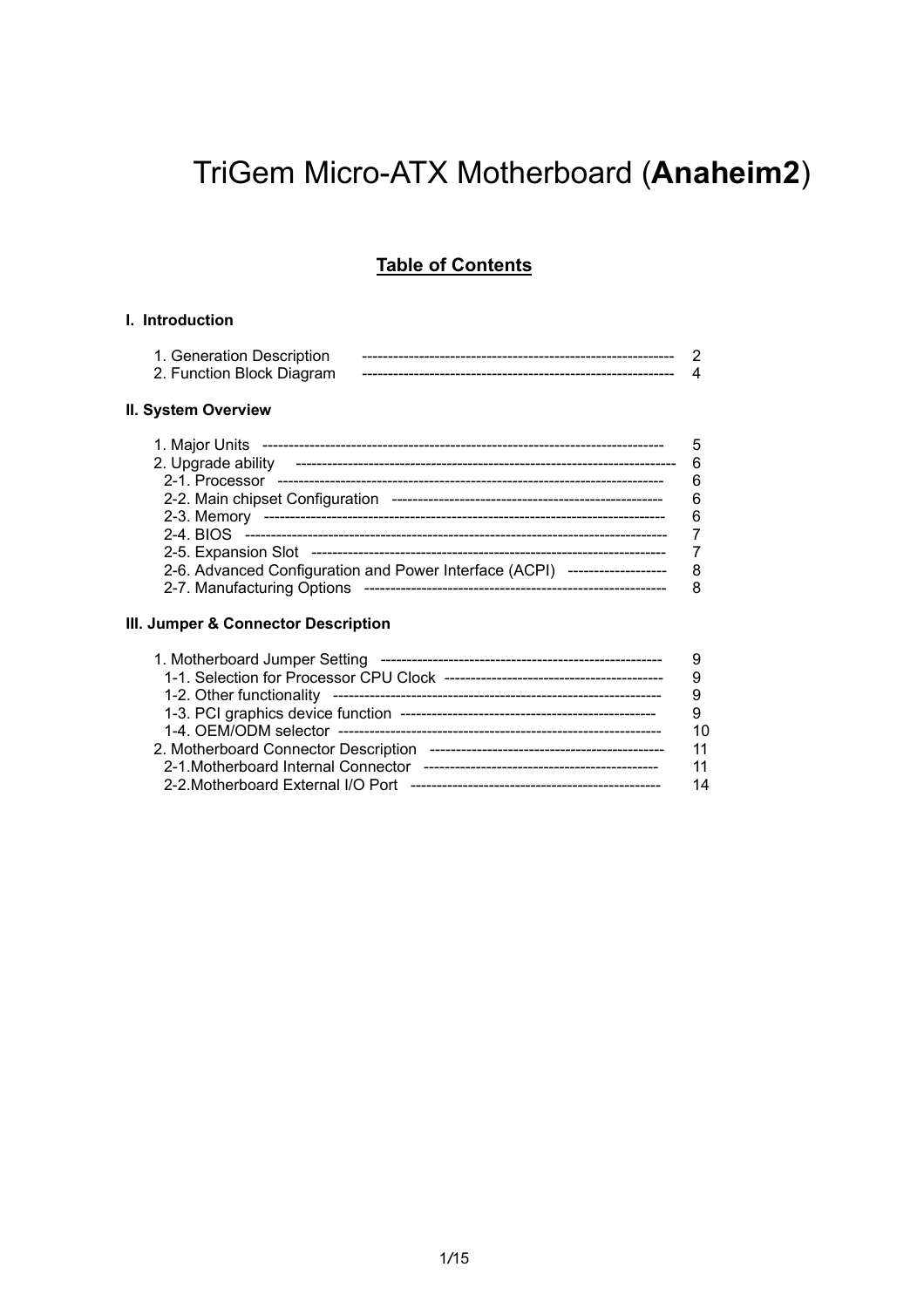# TriGem Micro-ATX Motherboard (**Anaheim2**)

## Table of Contents

**I. Introduction**

| | |
|---|---|
| 1. Generation Description | 2 |
| 2. Function Block Diagram | 4 |

**II. System Overview**

| | |
|---|---|
| 1. Major Units | 5 |
| 2. Upgrade ability | 6 |
| 2-1. Processor | 6 |
| 2-2. Main chipset Configuration | 6 |
| 2-3. Memory | 6 |
| 2-4. BIOS | 7 |
| 2-5. Expansion Slot | 7 |
| 2-6. Advanced Configuration and Power Interface (ACPI) | 8 |
| 2-7. Manufacturing Options | 8 |

**III. Jumper & Connector Description**

| | |
|---|---|
| 1. Motherboard Jumper Setting | 9 |
| 1-1. Selection for Processor CPU Clock | 9 |
| 1-2. Other functionality | 9 |
| 1-3. PCI graphics device function | 9 |
| 1-4. OEM/ODM selector | 10 |
| 2. Motherboard Connector Description | 11 |
| 2-1.Motherboard Internal Connector | 11 |
| 2-2.Motherboard External I/O Port | 14 |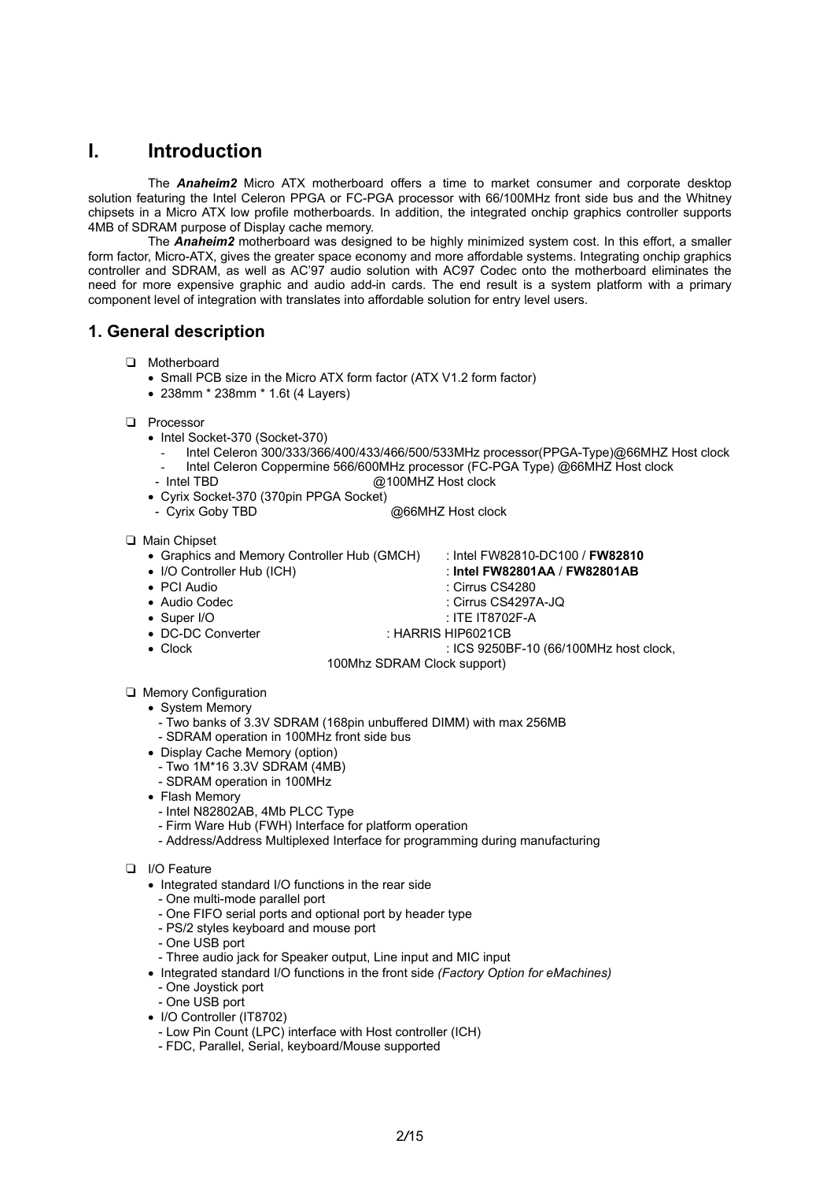# I. Introduction

The ***Anaheim2*** Micro ATX motherboard offers a time to market consumer and corporate desktop solution featuring the Intel Celeron PPGA or FC-PGA processor with 66/100MHz front side bus and the Whitney chipsets in a Micro ATX low profile motherboards. In addition, the integrated onchip graphics controller supports 4MB of SDRAM purpose of Display cache memory.

The ***Anaheim2*** motherboard was designed to be highly minimized system cost. In this effort, a smaller form factor, Micro-ATX, gives the greater space economy and more affordable systems. Integrating onchip graphics controller and SDRAM, as well as AC'97 audio solution with AC97 Codec onto the motherboard eliminates the need for more expensive graphic and audio add-in cards. The end result is a system platform with a primary component level of integration with translates into affordable solution for entry level users.

## 1. General description

- Motherboard
  - Small PCB size in the Micro ATX form factor (ATX V1.2 form factor)
  - 238mm * 238mm * 1.6t (4 Layers)

- Processor
  - Intel Socket-370 (Socket-370)
    - Intel Celeron 300/333/366/400/433/466/500/533MHz processor(PPGA-Type)@66MHZ Host clock
    - Intel Celeron Coppermine 566/600MHz processor (FC-PGA Type) @66MHZ Host clock
    - Intel TBD @100MHZ Host clock
  - Cyrix Socket-370 (370pin PPGA Socket)
    - Cyrix Goby TBD @66MHZ Host clock

- Main Chipset
  - Graphics and Memory Controller Hub (GMCH) : Intel FW82810-DC100 / **FW82810**
  - I/O Controller Hub (ICH) : **Intel FW82801AA** / **FW82801AB**
  - PCI Audio : Cirrus CS4280
  - Audio Codec : Cirrus CS4297A-JQ
  - Super I/O : ITE IT8702F-A
  - DC-DC Converter : HARRIS HIP6021CB
  - Clock : ICS 9250BF-10 (66/100MHz host clock, 100Mhz SDRAM Clock support)

- Memory Configuration
  - System Memory
    - Two banks of 3.3V SDRAM (168pin unbuffered DIMM) with max 256MB
    - SDRAM operation in 100MHz front side bus
  - Display Cache Memory (option)
    - Two 1M*16 3.3V SDRAM (4MB)
    - SDRAM operation in 100MHz
  - Flash Memory
    - Intel N82802AB, 4Mb PLCC Type
    - Firm Ware Hub (FWH) Interface for platform operation
    - Address/Address Multiplexed Interface for programming during manufacturing

- I/O Feature
  - Integrated standard I/O functions in the rear side
    - One multi-mode parallel port
    - One FIFO serial ports and optional port by header type
    - PS/2 styles keyboard and mouse port
    - One USB port
    - Three audio jack for Speaker output, Line input and MIC input
  - Integrated standard I/O functions in the front side *(Factory Option for eMachines)*
    - One Joystick port
    - One USB port
  - I/O Controller (IT8702)
    - Low Pin Count (LPC) interface with Host controller (ICH)
    - FDC, Parallel, Serial, keyboard/Mouse supported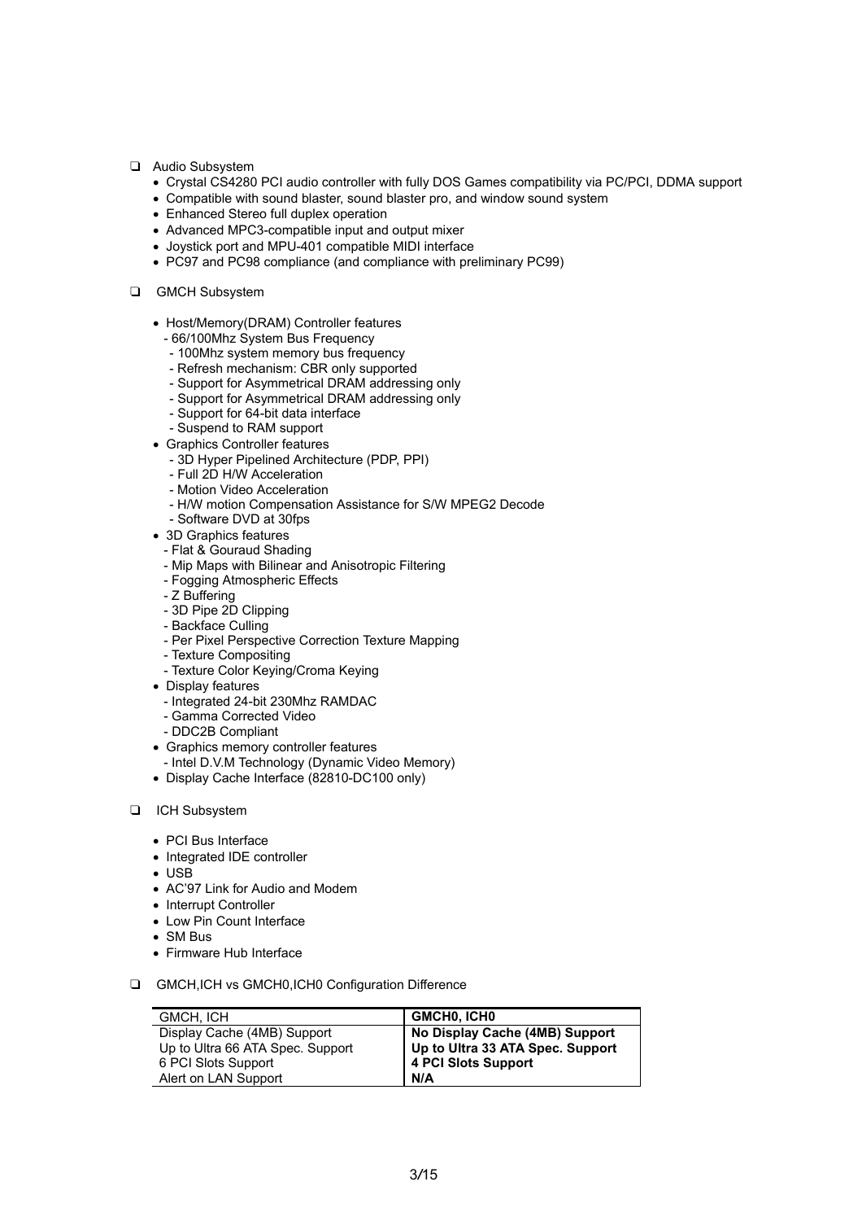- Audio Subsystem
  - Crystal CS4280 PCI audio controller with fully DOS Games compatibility via PC/PCI, DDMA support
  - Compatible with sound blaster, sound blaster pro, and window sound system
  - Enhanced Stereo full duplex operation
  - Advanced MPC3-compatible input and output mixer
  - Joystick port and MPU-401 compatible MIDI interface
  - PC97 and PC98 compliance (and compliance with preliminary PC99)

- GMCH Subsystem
  - Host/Memory(DRAM) Controller features
    - 66/100Mhz System Bus Frequency
    - 100Mhz system memory bus frequency
    - Refresh mechanism: CBR only supported
    - Support for Asymmetrical DRAM addressing only
    - Support for Asymmetrical DRAM addressing only
    - Support for 64-bit data interface
    - Suspend to RAM support
  - Graphics Controller features
    - 3D Hyper Pipelined Architecture (PDP, PPI)
    - Full 2D H/W Acceleration
    - Motion Video Acceleration
    - H/W motion Compensation Assistance for S/W MPEG2 Decode
    - Software DVD at 30fps
  - 3D Graphics features
    - Flat & Gouraud Shading
    - Mip Maps with Bilinear and Anisotropic Filtering
    - Fogging Atmospheric Effects
    - Z Buffering
    - 3D Pipe 2D Clipping
    - Backface Culling
    - Per Pixel Perspective Correction Texture Mapping
    - Texture Compositing
    - Texture Color Keying/Croma Keying
  - Display features
    - Integrated 24-bit 230Mhz RAMDAC
    - Gamma Corrected Video
    - DDC2B Compliant
  - Graphics memory controller features
    - Intel D.V.M Technology (Dynamic Video Memory)
  - Display Cache Interface (82810-DC100 only)

- ICH Subsystem
  - PCI Bus Interface
  - Integrated IDE controller
  - USB
  - AC'97 Link for Audio and Modem
  - Interrupt Controller
  - Low Pin Count Interface
  - SM Bus
  - Firmware Hub Interface

- GMCH,ICH vs GMCH0,ICH0 Configuration Difference

| GMCH, ICH | **GMCH0, ICH0** |
|---|---|
| Display Cache (4MB) Support | **No Display Cache (4MB) Support** |
| Up to Ultra 66 ATA Spec. Support | **Up to Ultra 33 ATA Spec. Support** |
| 6 PCI Slots Support | **4 PCI Slots Support** |
| Alert on LAN Support | **N/A** |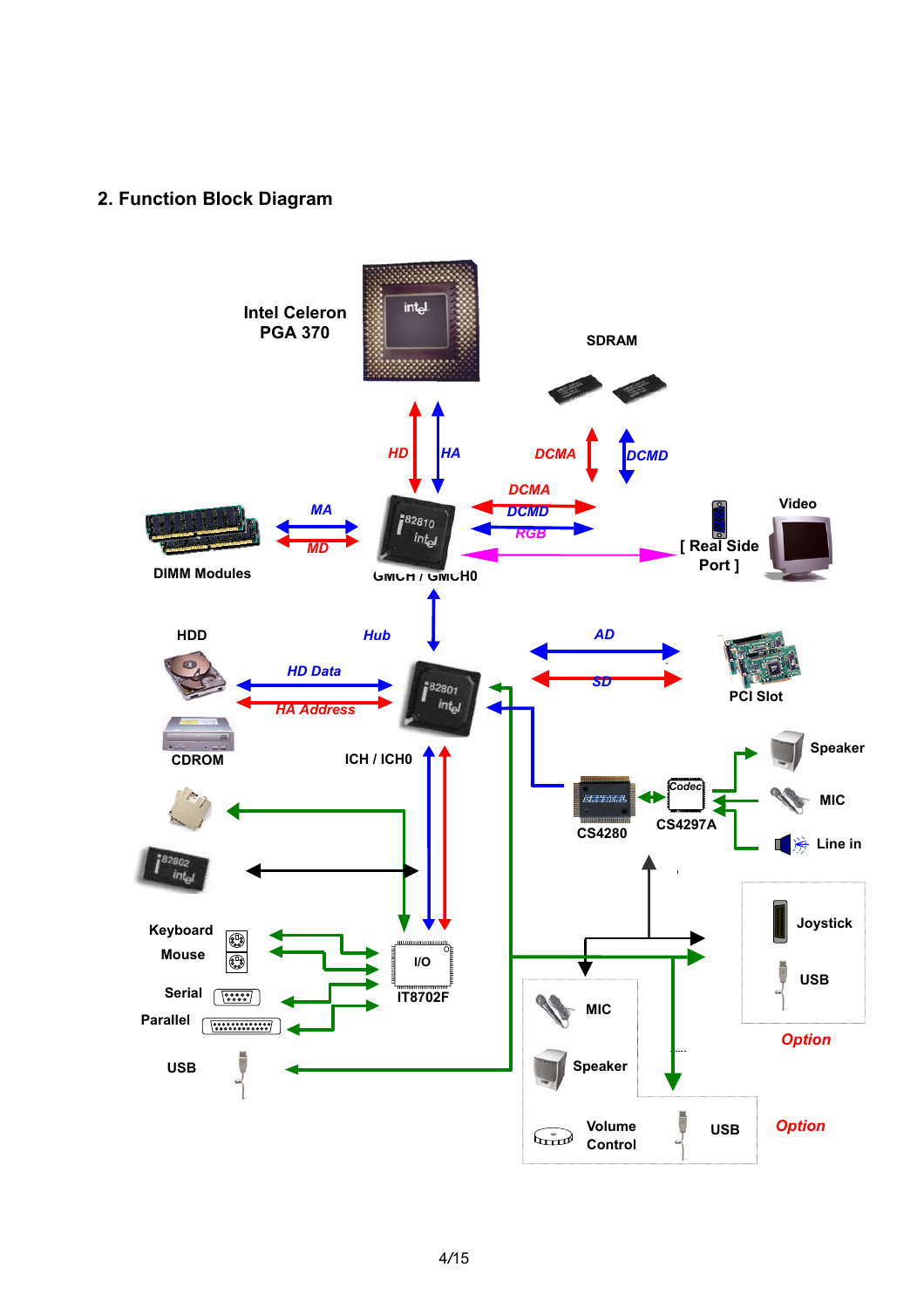## 2. Function Block Diagram

Intel Celeron PGA 370

SDRAM

HD HA

DCMA DCMD

DCMA

DCMD

RGB

MA

MD

DIMM Modules

GMCH / GMCH0

Video

[ Real Side Port ]

HDD

Hub

AD

HD Data

HA Address

SD

PCI Slot

CDROM

ICH / ICH0

Speaker

CS4280

Codec

CS4297A

MIC

Line in

Joystick

Keyboard

Mouse

I/O

IT8702F

USB

Serial

Parallel

Option

MIC

Speaker

USB

Volume Control

USB

Option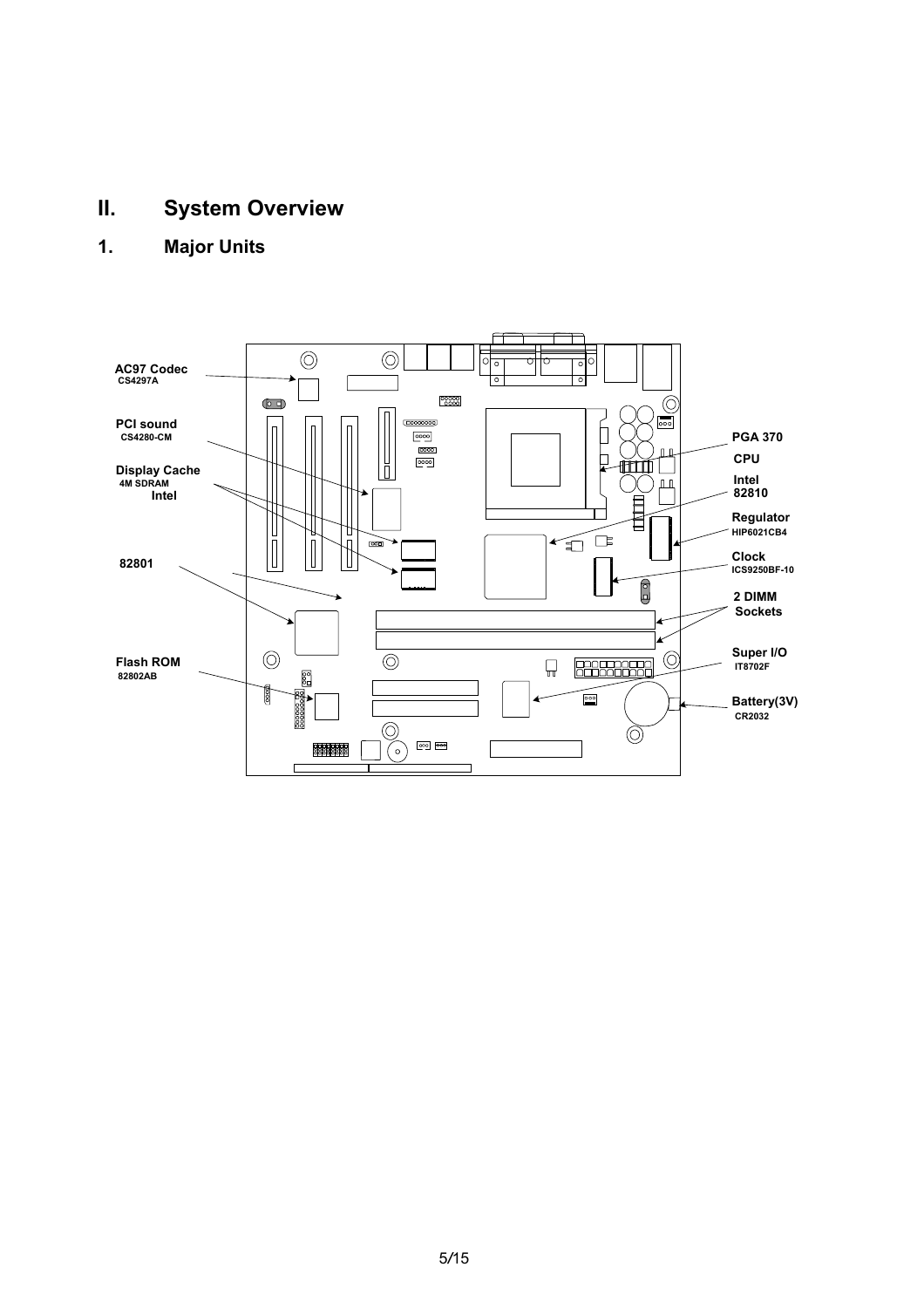# II. System Overview

## 1. Major Units

AC97 Codec
CS4297A

PCI sound
CS4280-CM

Display Cache
4M SDRAM
Intel

82801

Flash ROM
82802AB

PGA 370
CPU

Intel
82810

Regulator
HIP6021CB4

Clock
ICS9250BF-10

2 DIMM
Sockets

Super I/O
IT8702F

Battery(3V)
CR2032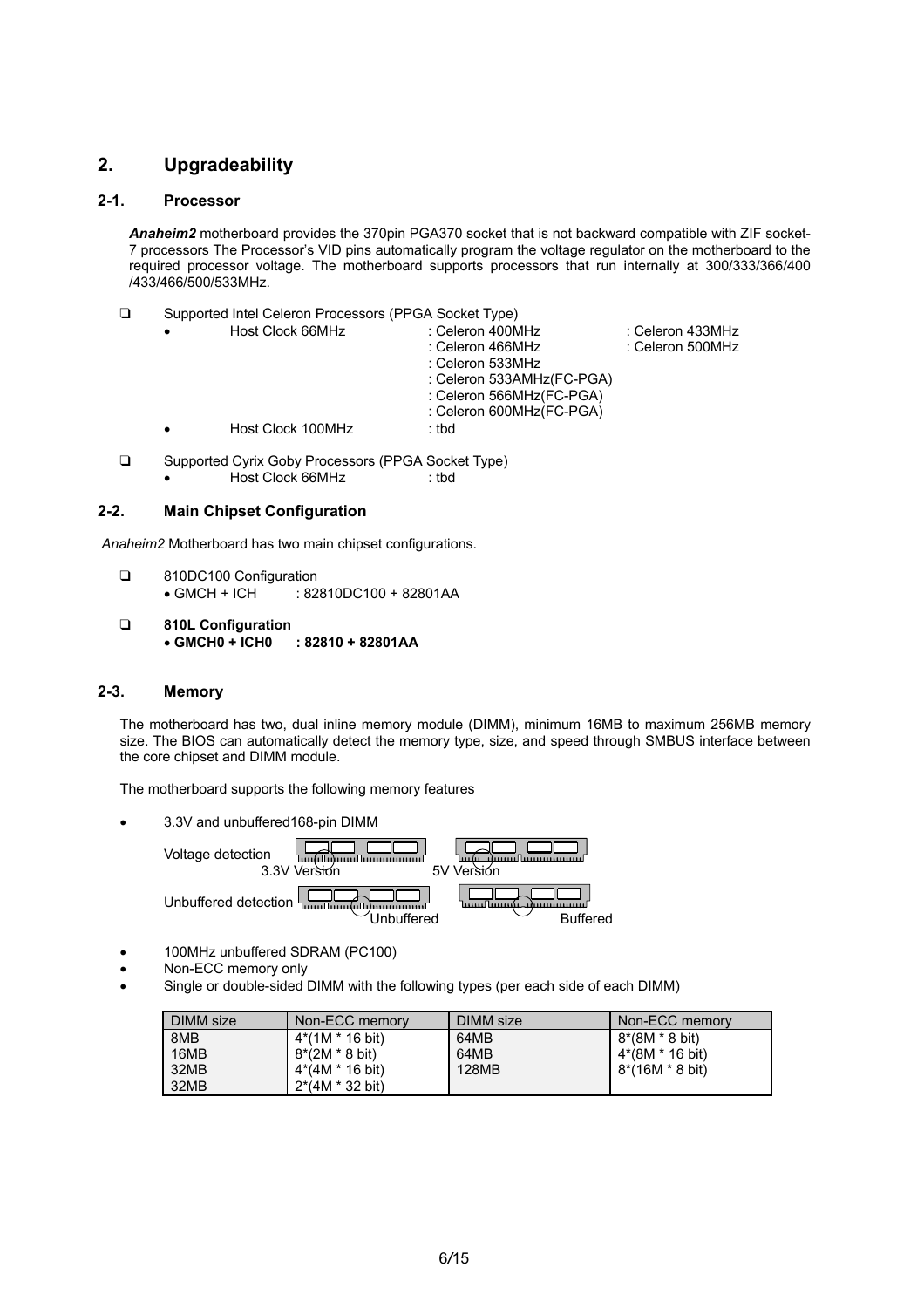## 2. Upgradeability

### 2-1. Processor

***Anaheim2*** motherboard provides the 370pin PGA370 socket that is not backward compatible with ZIF socket-7 processors The Processor's VID pins automatically program the voltage regulator on the motherboard to the required processor voltage. The motherboard supports processors that run internally at 300/333/366/400 /433/466/500/533MHz.

- Supported Intel Celeron Processors (PPGA Socket Type)
  - Host Clock 66MHz : Celeron 400MHz : Celeron 433MHz
    : Celeron 466MHz : Celeron 500MHz
    : Celeron 533MHz
    : Celeron 533AMHz(FC-PGA)
    : Celeron 566MHz(FC-PGA)
    : Celeron 600MHz(FC-PGA)
  - Host Clock 100MHz : tbd

- Supported Cyrix Goby Processors (PPGA Socket Type)
  - Host Clock 66MHz : tbd

### 2-2. Main Chipset Configuration

*Anaheim2* Motherboard has two main chipset configurations.

- 810DC100 Configuration
  - GMCH + ICH : 82810DC100 + 82801AA

- **810L Configuration**
  - **GMCH0 + ICH0 : 82810 + 82801AA**

### 2-3. Memory

The motherboard has two, dual inline memory module (DIMM), minimum 16MB to maximum 256MB memory size. The BIOS can automatically detect the memory type, size, and speed through SMBUS interface between the core chipset and DIMM module.

The motherboard supports the following memory features

- 3.3V and unbuffered168-pin DIMM

  Voltage detection 3.3V Version 5V Version

  Unbuffered detection Unbuffered Buffered

- 100MHz unbuffered SDRAM (PC100)
- Non-ECC memory only
- Single or double-sided DIMM with the following types (per each side of each DIMM)

| DIMM size | Non-ECC memory | DIMM size | Non-ECC memory |
|---|---|---|---|
| 8MB | 4*(1M * 16 bit) | 64MB | 8*(8M * 8 bit) |
| 16MB | 8*(2M * 8 bit) | 64MB | 4*(8M * 16 bit) |
| 32MB | 4*(4M * 16 bit) | 128MB | 8*(16M * 8 bit) |
| 32MB | 2*(4M * 32 bit) | | |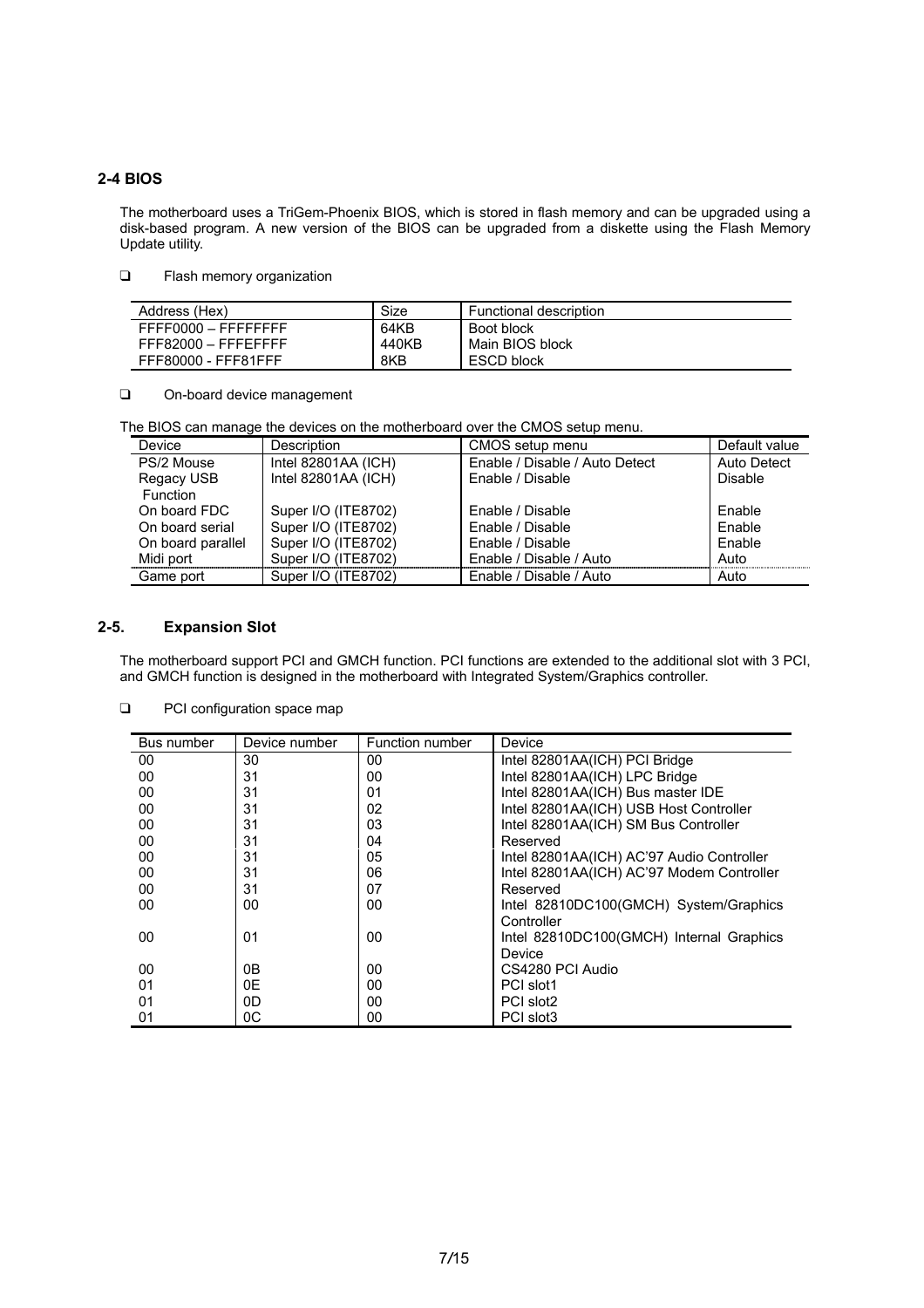## 2-4 BIOS

The motherboard uses a TriGem-Phoenix BIOS, which is stored in flash memory and can be upgraded using a disk-based program. A new version of the BIOS can be upgraded from a diskette using the Flash Memory Update utility.

- Flash memory organization

| Address (Hex) | Size | Functional description |
|---|---|---|
| FFFF0000 – FFFFFFFF | 64KB | Boot block |
| FFF82000 – FFFEFFFF | 440KB | Main BIOS block |
| FFF80000 - FFF81FFF | 8KB | ESCD block |

- On-board device management

The BIOS can manage the devices on the motherboard over the CMOS setup menu.

| Device | Description | CMOS setup menu | Default value |
|---|---|---|---|
| PS/2 Mouse | Intel 82801AA (ICH) | Enable / Disable / Auto Detect | Auto Detect |
| Regacy USB Function | Intel 82801AA (ICH) | Enable / Disable | Disable |
| On board FDC | Super I/O (ITE8702) | Enable / Disable | Enable |
| On board serial | Super I/O (ITE8702) | Enable / Disable | Enable |
| On board parallel | Super I/O (ITE8702) | Enable / Disable | Enable |
| Midi port | Super I/O (ITE8702) | Enable / Disable / Auto | Auto |
| Game port | Super I/O (ITE8702) | Enable / Disable / Auto | Auto |

## 2-5. Expansion Slot

The motherboard support PCI and GMCH function. PCI functions are extended to the additional slot with 3 PCI, and GMCH function is designed in the motherboard with Integrated System/Graphics controller.

- PCI configuration space map

| Bus number | Device number | Function number | Device |
|---|---|---|---|
| 00 | 30 | 00 | Intel 82801AA(ICH) PCI Bridge |
| 00 | 31 | 00 | Intel 82801AA(ICH) LPC Bridge |
| 00 | 31 | 01 | Intel 82801AA(ICH) Bus master IDE |
| 00 | 31 | 02 | Intel 82801AA(ICH) USB Host Controller |
| 00 | 31 | 03 | Intel 82801AA(ICH) SM Bus Controller |
| 00 | 31 | 04 | Reserved |
| 00 | 31 | 05 | Intel 82801AA(ICH) AC'97 Audio Controller |
| 00 | 31 | 06 | Intel 82801AA(ICH) AC'97 Modem Controller |
| 00 | 31 | 07 | Reserved |
| 00 | 00 | 00 | Intel 82810DC100(GMCH) System/Graphics Controller |
| 00 | 01 | 00 | Intel 82810DC100(GMCH) Internal Graphics Device |
| 00 | 0B | 00 | CS4280 PCI Audio |
| 01 | 0E | 00 | PCI slot1 |
| 01 | 0D | 00 | PCI slot2 |
| 01 | 0C | 00 | PCI slot3 |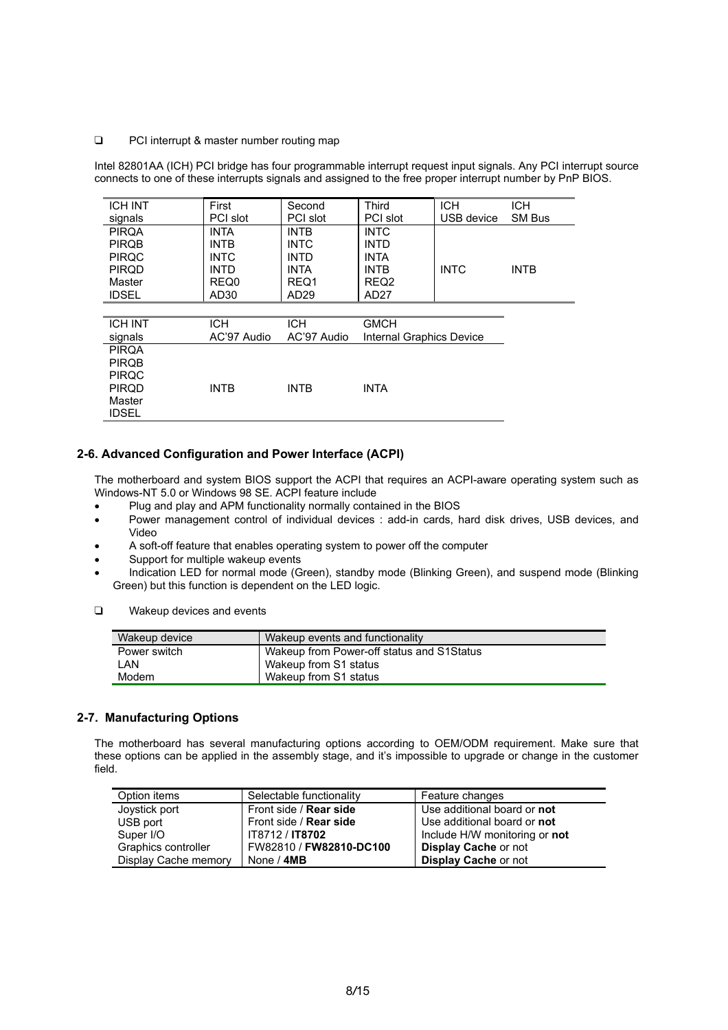- PCI interrupt & master number routing map

Intel 82801AA (ICH) PCI bridge has four programmable interrupt request input signals. Any PCI interrupt source connects to one of these interrupts signals and assigned to the free proper interrupt number by PnP BIOS.

| ICH INT signals | First PCI slot | Second PCI slot | Third PCI slot | ICH USB device | ICH SM Bus |
|---|---|---|---|---|---|
| PIRQA | INTA | INTB | INTC | | |
| PIRQB | INTB | INTC | INTD | | |
| PIRQC | INTC | INTD | INTA | | |
| PIRQD | INTD | INTA | INTB | INTC | INTB |
| Master | REQ0 | REQ1 | REQ2 | | |
| IDSEL | AD30 | AD29 | AD27 | | |

| ICH INT signals | ICH AC'97 Audio | ICH AC'97 Audio | GMCH Internal Graphics Device |
|---|---|---|---|
| PIRQA | | | |
| PIRQB | | | |
| PIRQC | | | |
| PIRQD | INTB | INTB | INTA |
| Master | | | |
| IDSEL | | | |

## 2-6. Advanced Configuration and Power Interface (ACPI)

The motherboard and system BIOS support the ACPI that requires an ACPI-aware operating system such as Windows-NT 5.0 or Windows 98 SE. ACPI feature include

- Plug and play and APM functionality normally contained in the BIOS
- Power management control of individual devices : add-in cards, hard disk drives, USB devices, and Video
- A soft-off feature that enables operating system to power off the computer
- Support for multiple wakeup events
- Indication LED for normal mode (Green), standby mode (Blinking Green), and suspend mode (Blinking Green) but this function is dependent on the LED logic.

- Wakeup devices and events

| Wakeup device | Wakeup events and functionality |
|---|---|
| Power switch | Wakeup from Power-off status and S1Status |
| LAN | Wakeup from S1 status |
| Modem | Wakeup from S1 status |

## 2-7. Manufacturing Options

The motherboard has several manufacturing options according to OEM/ODM requirement. Make sure that these options can be applied in the assembly stage, and it's impossible to upgrade or change in the customer field.

| Option items | Selectable functionality | Feature changes |
|---|---|---|
| Joystick port | Front side / **Rear side** | Use additional board or **not** |
| USB port | Front side / **Rear side** | Use additional board or **not** |
| Super I/O | IT8712 / **IT8702** | Include H/W monitoring or **not** |
| Graphics controller | FW82810 / **FW82810-DC100** | **Display Cache** or not |
| Display Cache memory | None / **4MB** | **Display Cache** or not |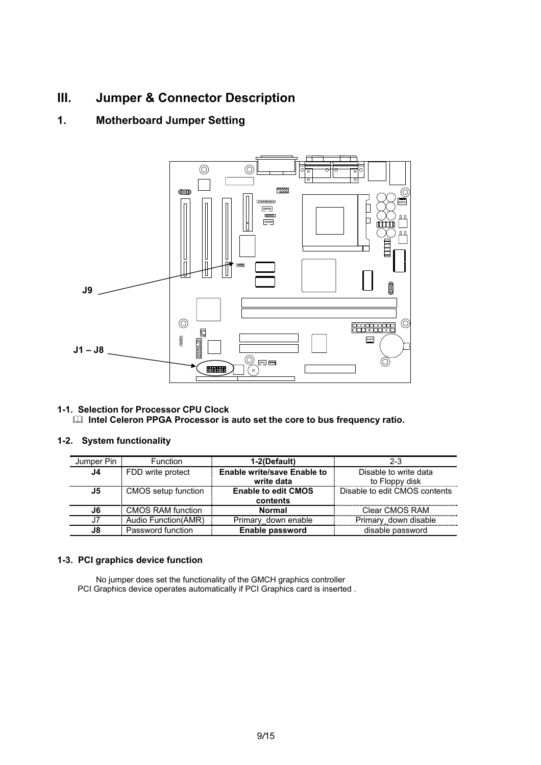# III. Jumper & Connector Description

## 1. Motherboard Jumper Setting

J9

J1 – J8

### 1-1. Selection for Processor CPU Clock

🕮 **Intel Celeron PPGA Processor is auto set the core to bus frequency ratio.**

### 1-2. System functionality

| Jumper Pin | Function | 1-2(Default) | 2-3 |
|---|---|---|---|
| **J4** | FDD write protect | **Enable write/save Enable to write data** | Disable to write data to Floppy disk |
| **J5** | CMOS setup function | **Enable to edit CMOS contents** | Disable to edit CMOS contents |
| **J6** | CMOS RAM function | **Normal** | Clear CMOS RAM |
| J7 | Audio Function(AMR) | Primary_down enable | Primary_down disable |
| **J8** | Password function | **Enable password** | disable password |

### 1-3. PCI graphics device function

No jumper does set the functionality of the GMCH graphics controller
PCI Graphics device operates automatically if PCI Graphics card is inserted .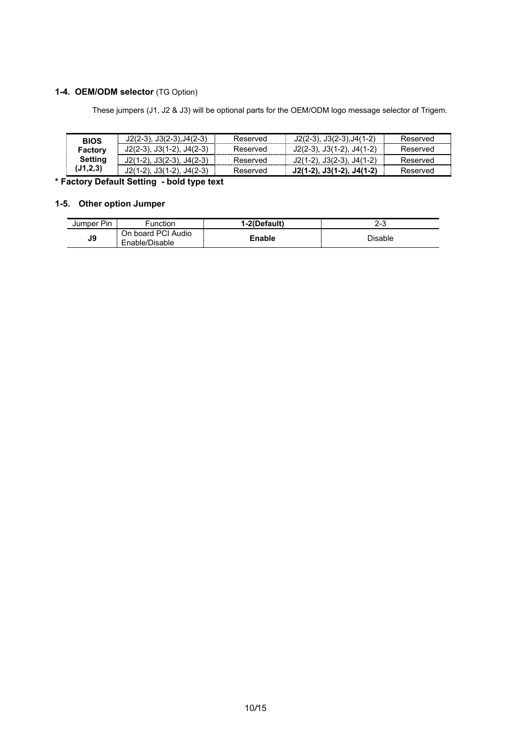### 1-4. OEM/ODM selector (TG Option)

These jumpers (J1, J2 & J3) will be optional parts for the OEM/ODM logo message selector of Trigem.

| **BIOS Factory Setting (J1,2,3)** | J2(2-3), J3(2-3),J4(2-3) | Reserved | J2(2-3), J3(2-3),J4(1-2) | Reserved |
|---|---|---|---|---|
| | J2(2-3), J3(1-2), J4(2-3) | Reserved | J2(2-3), J3(1-2), J4(1-2) | Reserved |
| | J2(1-2), J3(2-3), J4(2-3) | Reserved | J2(1-2), J3(2-3), J4(1-2) | Reserved |
| | J2(1-2), J3(1-2), J4(2-3) | Reserved | **J2(1-2), J3(1-2), J4(1-2)** | Reserved |

**\* Factory Default Setting - bold type text**

### 1-5. Other option Jumper

| Jumper Pin | Function | **1-2(Default)** | 2-3 |
|---|---|---|---|
| **J9** | On board PCI Audio Enable/Disable | **Enable** | Disable |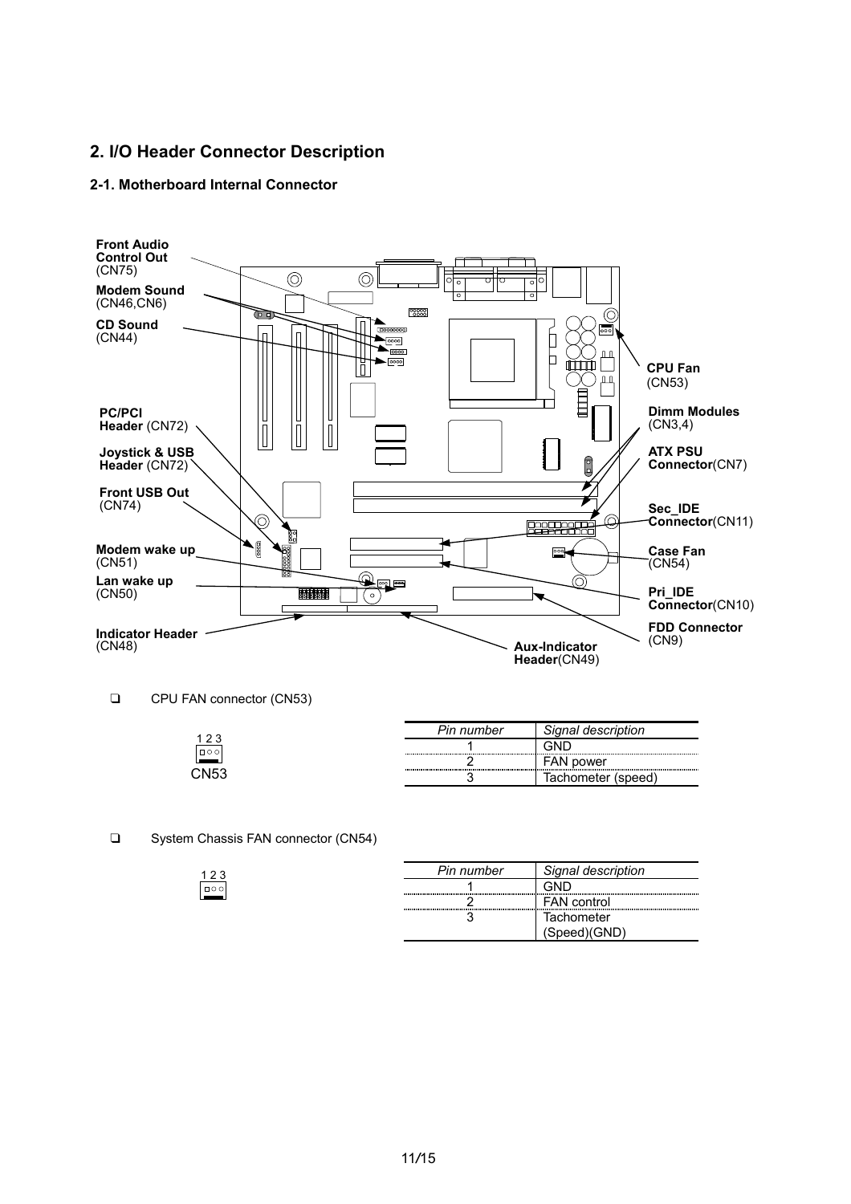## 2. I/O Header Connector Description

### 2-1. Motherboard Internal Connector

**Front Audio Control Out** (CN75)

**Modem Sound** (CN46,CN6)

**CD Sound** (CN44)

**PC/PCI Header** (CN72)

**Joystick & USB Header** (CN72)

**Front USB Out** (CN74)

**Modem wake up** (CN51)

**Lan wake up** (CN50)

**Indicator Header** (CN48)

**CPU Fan** (CN53)

**Dimm Modules** (CN3,4)

**ATX PSU Connector**(CN7)

**Sec_IDE Connector**(CN11)

**Case Fan** (CN54)

**Pri_IDE Connector**(CN10)

**FDD Connector** (CN9)

**Aux-Indicator Header**(CN49)

- CPU FAN connector (CN53)

1 2 3

CN53

| *Pin number* | *Signal description* |
|---|---|
| 1 | GND |
| 2 | FAN power |
| 3 | Tachometer (speed) |

- System Chassis FAN connector (CN54)

1 2 3

| *Pin number* | *Signal description* |
|---|---|
| 1 | GND |
| 2 | FAN control |
| 3 | Tachometer (Speed)(GND) |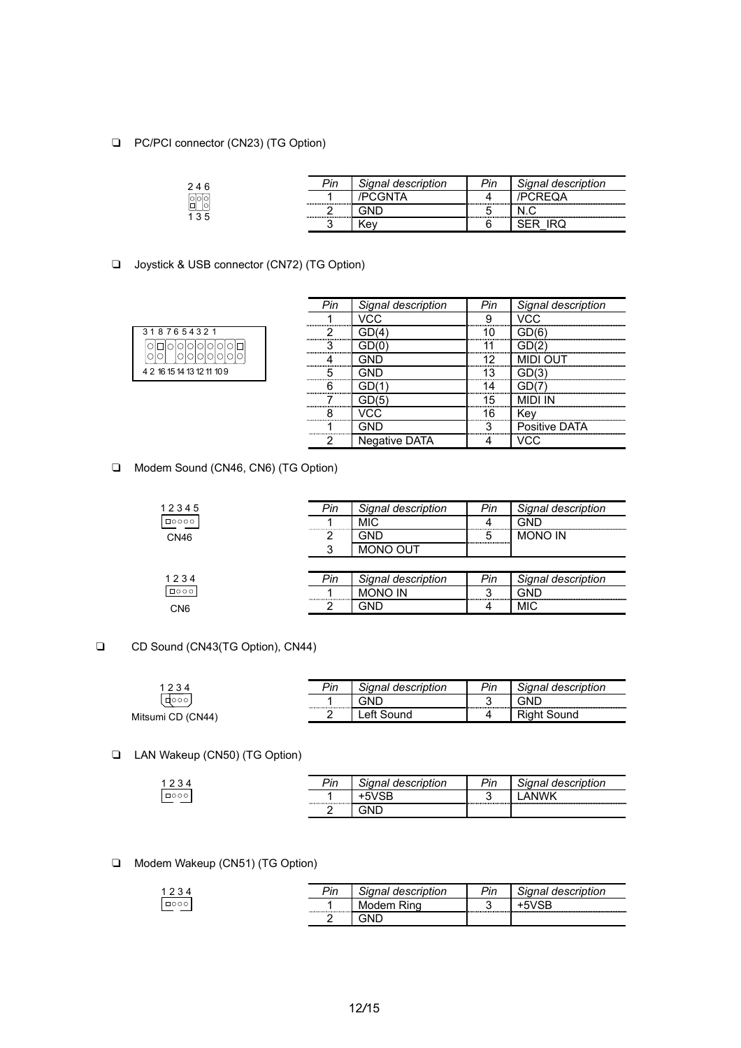- PC/PCI connector (CN23) (TG Option)

2 4 6
1 3 5

| Pin | Signal description | Pin | Signal description |
|---|---|---|---|
| 1 | /PCGNTA | 4 | /PCREQA |
| 2 | GND | 5 | N.C |
| 3 | Key | 6 | SER_IRQ |

- Joystick & USB connector (CN72) (TG Option)

3 1 8 7 6 5 4 3 2 1
4 2 16 15 14 13 12 11 10 9

| Pin | Signal description | Pin | Signal description |
|---|---|---|---|
| 1 | VCC | 9 | VCC |
| 2 | GD(4) | 10 | GD(6) |
| 3 | GD(0) | 11 | GD(2) |
| 4 | GND | 12 | MIDI OUT |
| 5 | GND | 13 | GD(3) |
| 6 | GD(1) | 14 | GD(7) |
| 7 | GD(5) | 15 | MIDI IN |
| 8 | VCC | 16 | Key |
| 1 | GND | 3 | Positive DATA |
| 2 | Negative DATA | 4 | VCC |

- Modem Sound (CN46, CN6) (TG Option)

1 2 3 4 5
CN46

| Pin | Signal description | Pin | Signal description |
|---|---|---|---|
| 1 | MIC | 4 | GND |
| 2 | GND | 5 | MONO IN |
| 3 | MONO OUT | | |

1 2 3 4
CN6

| Pin | Signal description | Pin | Signal description |
|---|---|---|---|
| 1 | MONO IN | 3 | GND |
| 2 | GND | 4 | MIC |

- CD Sound (CN43(TG Option), CN44)

1 2 3 4
Mitsumi CD (CN44)

| Pin | Signal description | Pin | Signal description |
|---|---|---|---|
| 1 | GND | 3 | GND |
| 2 | Left Sound | 4 | Right Sound |

- LAN Wakeup (CN50) (TG Option)

1 2 3 4

| Pin | Signal description | Pin | Signal description |
|---|---|---|---|
| 1 | +5VSB | 3 | LANWK |
| 2 | GND | | |

- Modem Wakeup (CN51) (TG Option)

1 2 3 4

| Pin | Signal description | Pin | Signal description |
|---|---|---|---|
| 1 | Modem Ring | 3 | +5VSB |
| 2 | GND | | |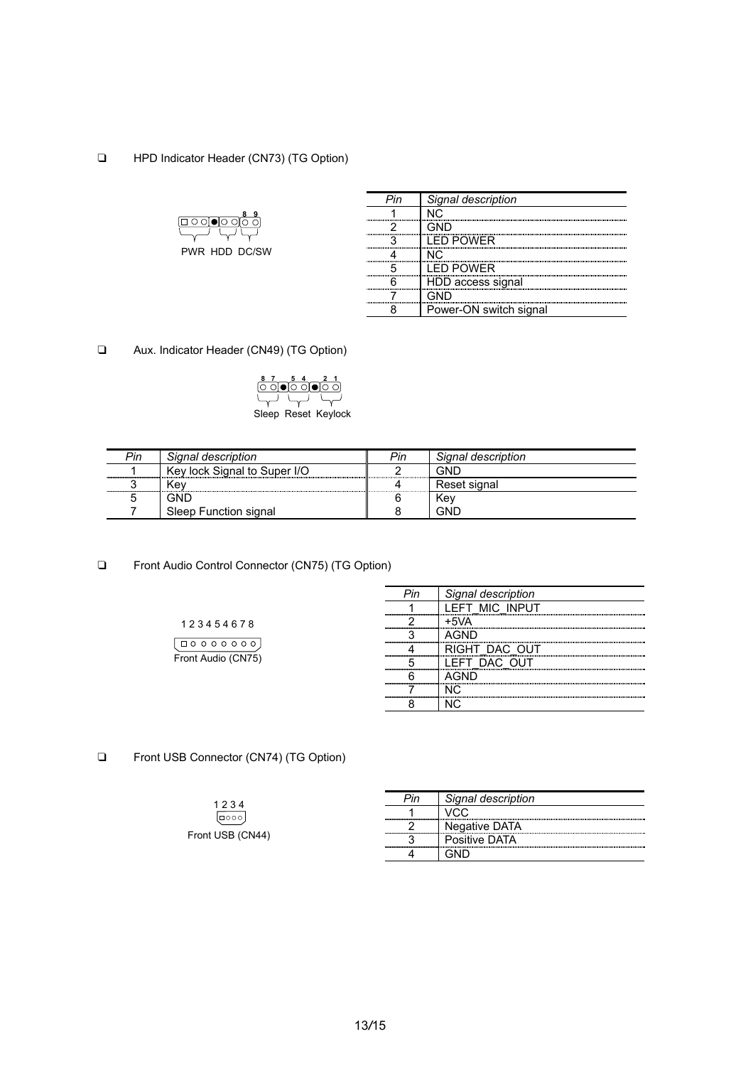❑ HPD Indicator Header (CN73) (TG Option)

8 9

PWR HDD DC/SW

| Pin | Signal description |
| --- | --- |
| 1 | NC |
| 2 | GND |
| 3 | LED POWER |
| 4 | NC |
| 5 | LED POWER |
| 6 | HDD access signal |
| 7 | GND |
| 8 | Power-ON switch signal |

❑ Aux. Indicator Header (CN49) (TG Option)

8 7 5 4 2 1

Sleep Reset Keylock

| Pin | Signal description | Pin | Signal description |
| --- | --- | --- | --- |
| 1 | Key lock Signal to Super I/O | 2 | GND |
| 3 | Key | 4 | Reset signal |
| 5 | GND | 6 | Key |
| 7 | Sleep Function signal | 8 | GND |

❑ Front Audio Control Connector (CN75) (TG Option)

1 2 3 4 5 4 6 7 8

Front Audio (CN75)

| Pin | Signal description |
| --- | --- |
| 1 | LEFT_MIC_INPUT |
| 2 | +5VA |
| 3 | AGND |
| 4 | RIGHT_DAC_OUT |
| 5 | LEFT_DAC_OUT |
| 6 | AGND |
| 7 | NC |
| 8 | NC |

❑ Front USB Connector (CN74) (TG Option)

1 2 3 4

Front USB (CN44)

| Pin | Signal description |
| --- | --- |
| 1 | VCC |
| 2 | Negative DATA |
| 3 | Positive DATA |
| 4 | GND |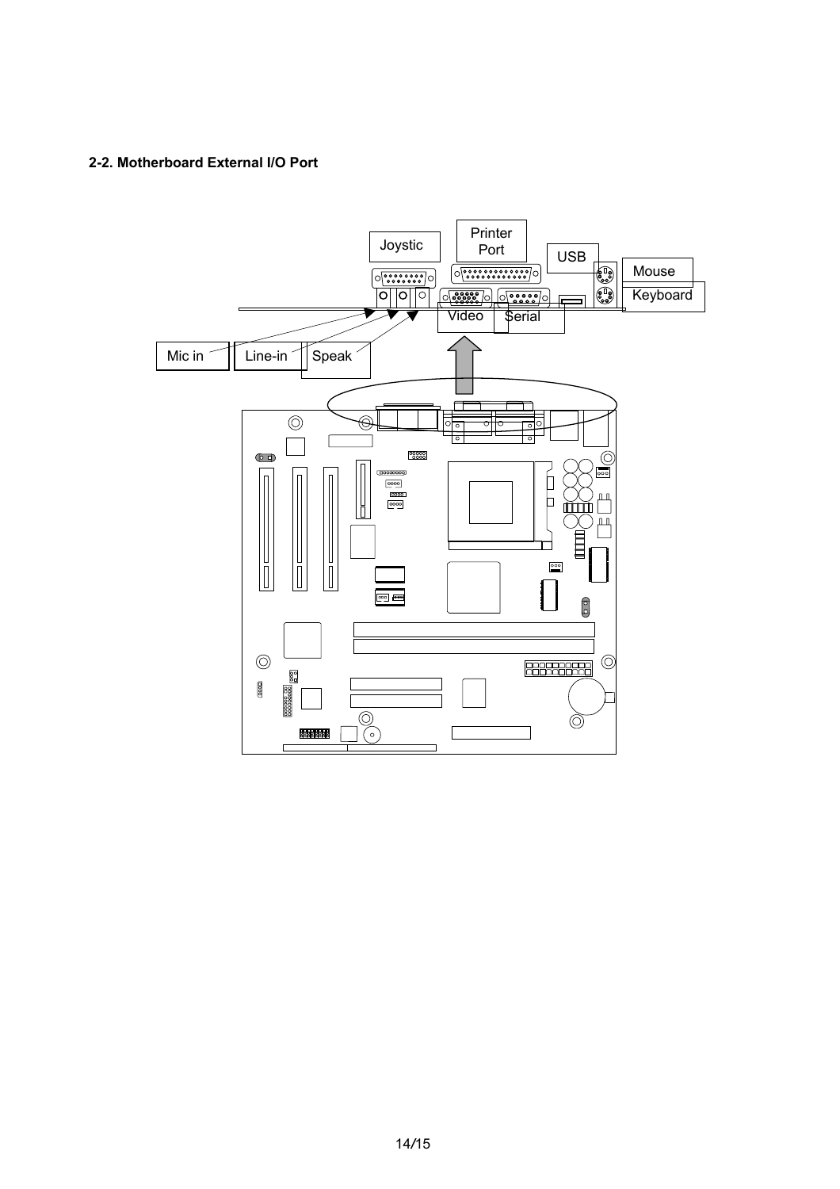**2-2. Motherboard External I/O Port**

Joystic

Printer Port

USB

Mouse

Keyboard

Video

Serial

Mic in

Line-in

Speak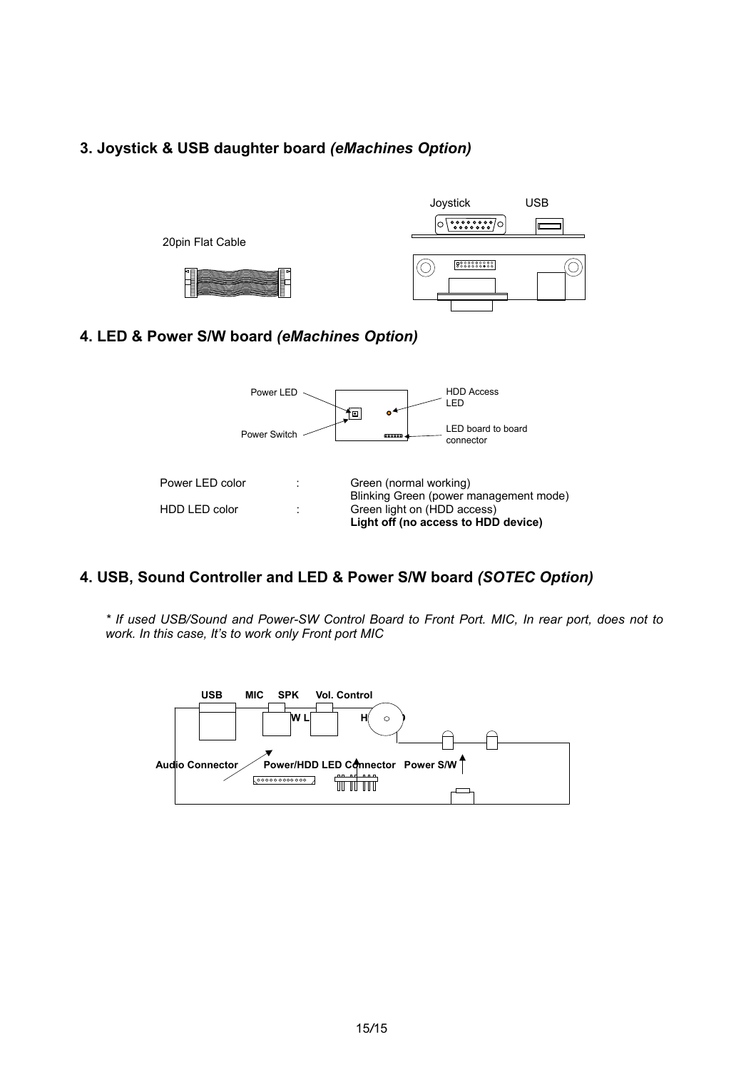## 3. Joystick & USB daughter board *(eMachines Option)*

Joystick
USB
20pin Flat Cable

## 4. LED & Power S/W board *(eMachines Option)*

Power LED
HDD Access LED
Power Switch
LED board to board connector

| | | |
|---|---|---|
| Power LED color | : | Green (normal working)<br>Blinking Green (power management mode) |
| HDD LED color | : | Green light on (HDD access)<br>**Light off (no access to HDD device)** |

## 4. USB, Sound Controller and LED & Power S/W board *(SOTEC Option)*

*\* If used USB/Sound and Power-SW Control Board to Front Port. MIC, In rear port, does not to work. In this case, It's to work only Front port MIC*

**USB** **MIC** **SPK** **Vol. Control**
**W L** **H**
**Audio Connector** **Power/HDD LED Connector** **Power S/W**